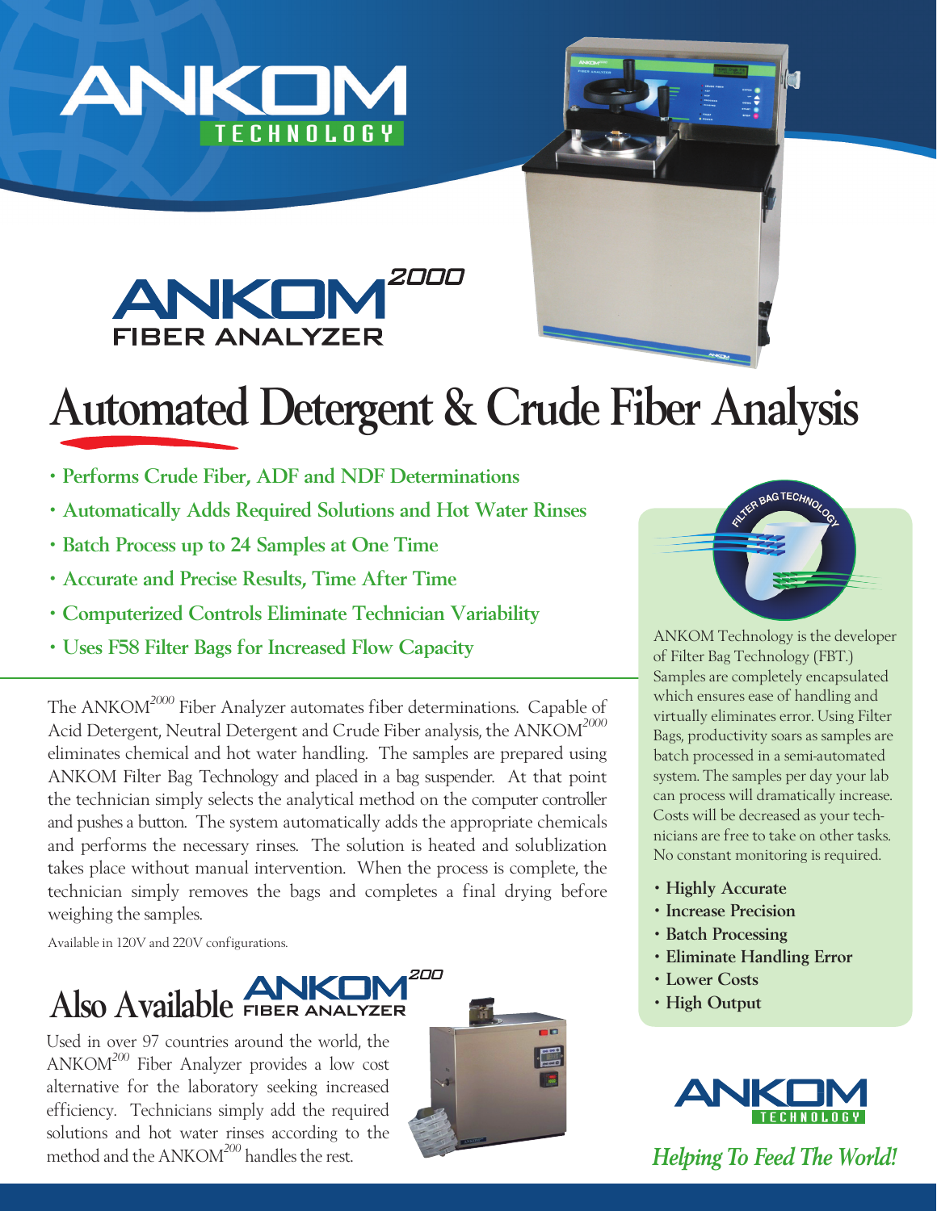ANKOM TECHNOLOGY

# ANKOM[2000] FIBER ANALYZER

# Automated Detergent & Crude Fiber Analysis

- Performs Crude Fiber, ADF and NDF Determinations
- Automatically Adds Required Solutions and Hot Water Rinses
- Batch Process up to 24 Samples at One Time
- Accurate and Precise Results, Time After Time
- Computerized Controls Eliminate Technician Variability
- Uses F58 Filter Bags for Increased Flow Capacity

The ANKOM$^{2000}$ Fiber Analyzer automates fiber determinations. Capable of Acid Detergent, Neutral Detergent and Crude Fiber analysis, the ANKOM$^{2000}$ eliminates chemical and hot water handling. The samples are prepared using ANKOM Filter Bag Technology and placed in a bag suspender. At that point the technician simply selects the analytical method on the computer controller and pushes a button. The system automatically adds the appropriate chemicals and performs the necessary rinses. The solution is heated and solublization takes place without manual intervention. When the process is complete, the technician simply removes the bags and completes a final drying before weighing the samples.

Available in 120V and 220V configurations.

## Also Available ANKOM[200] FIBER ANALYZER

Used in over 97 countries around the world, the ANKOM$^{200}$ Fiber Analyzer provides a low cost alternative for the laboratory seeking increased efficiency. Technicians simply add the required solutions and hot water rinses according to the method and the ANKOM$^{200}$ handles the rest.

FILTER BAG TECHNOLOGY

ANKOM Technology is the developer of Filter Bag Technology (FBT.) Samples are completely encapsulated which ensures ease of handling and virtually eliminates error. Using Filter Bags, productivity soars as samples are batch processed in a semi-automated system. The samples per day your lab can process will dramatically increase. Costs will be decreased as your technicians are free to take on other tasks. No constant monitoring is required.

- **Highly Accurate**
- **Increase Precision**
- **Batch Processing**
- **Eliminate Handling Error**
- **Lower Costs**
- **High Output**

ANKOM TECHNOLOGY

*Helping To Feed The World!*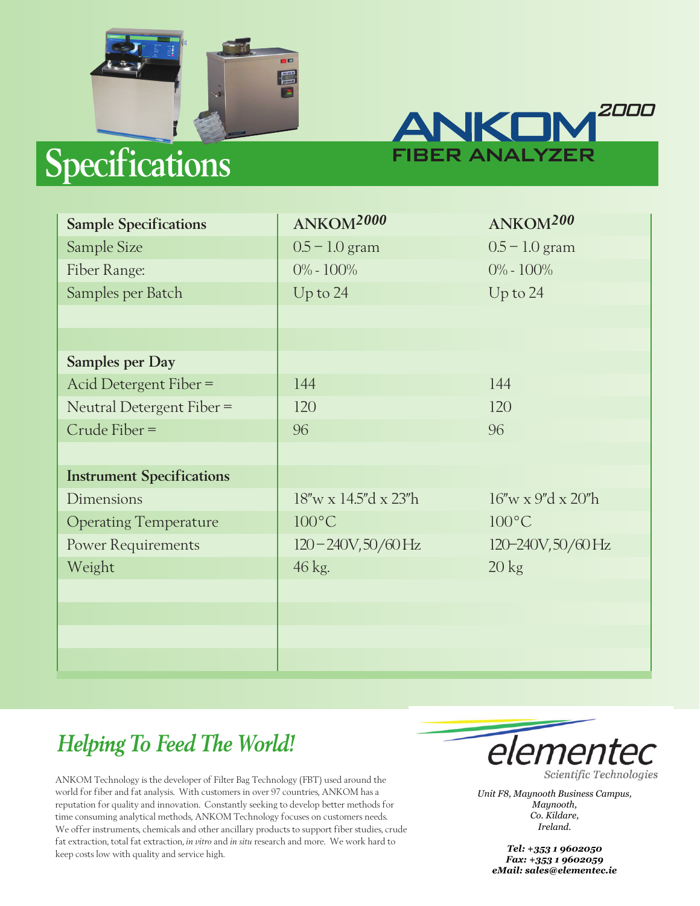# Specifications

**ANKOM**2000 **FIBER ANALYZER**

| **Sample Specifications** | **ANKOM**2000 | **ANKOM**200 |
|---|---|---|
| Sample Size | 0.5 – 1.0 gram | 0.5 – 1.0 gram |
| Fiber Range: | 0% - 100% | 0% - 100% |
| Samples per Batch | Up to 24 | Up to 24 |
| | | |
| | | |
| **Samples per Day** | | |
| Acid Detergent Fiber = | 144 | 144 |
| Neutral Detergent Fiber = | 120 | 120 |
| Crude Fiber = | 96 | 96 |
| | | |
| **Instrument Specifications** | | |
| Dimensions | 18"w x 14.5"d x 23"h | 16"w x 9"d x 20"h |
| Operating Temperature | 100°C | 100°C |
| Power Requirements | 120 – 240V, 50/60 Hz | 120–240V, 50/60 Hz |
| Weight | 46 kg. | 20 kg |

## *Helping To Feed The World!*

ANKOM Technology is the developer of Filter Bag Technology (FBT) used around the world for fiber and fat analysis. With customers in over 97 countries, ANKOM has a reputation for quality and innovation. Constantly seeking to develop better methods for time consuming analytical methods, ANKOM Technology focuses on customers needs. We offer instruments, chemicals and other ancillary products to support fiber studies, crude fat extraction, total fat extraction, *in vitro* and *in situ* research and more. We work hard to keep costs low with quality and service high.

elementec
Scientific Technologies

*Unit F8, Maynooth Business Campus,*
*Maynooth,*
*Co. Kildare,*
*Ireland.*

***Tel: +353 1 9602050***
***Fax: +353 1 9602059***
***eMail: sales@elementec.ie***